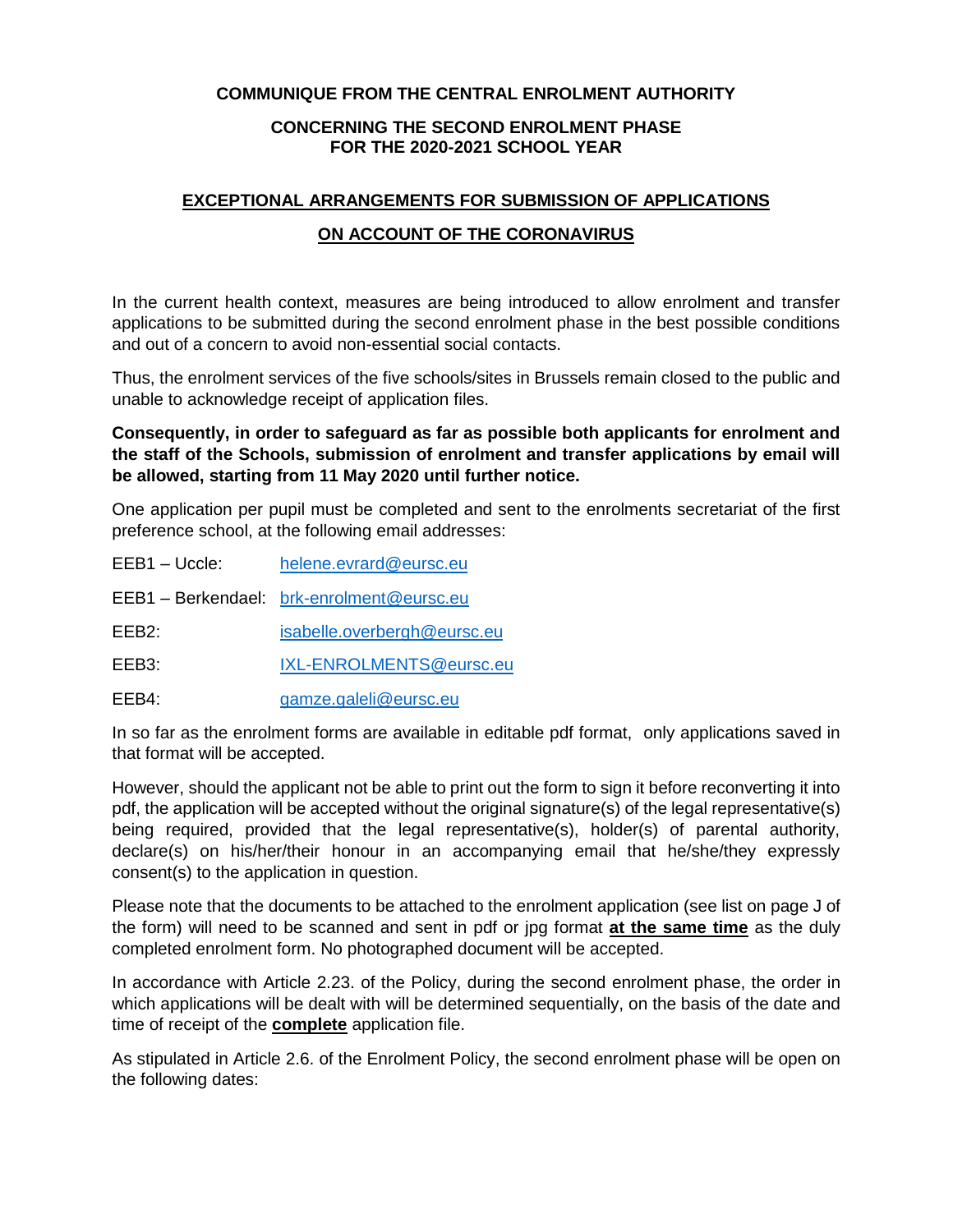**COMMUNIQUE FROM THE CENTRAL ENROLMENT AUTHORITY**

**CONCERNING THE SECOND ENROLMENT PHASE FOR THE 2020-2021 SCHOOL YEAR**

## EXCEPTIONAL ARRANGEMENTS FOR SUBMISSION OF APPLICATIONS ON ACCOUNT OF THE CORONAVIRUS

In the current health context, measures are being introduced to allow enrolment and transfer applications to be submitted during the second enrolment phase in the best possible conditions and out of a concern to avoid non-essential social contacts.

Thus, the enrolment services of the five schools/sites in Brussels remain closed to the public and unable to acknowledge receipt of application files.

**Consequently, in order to safeguard as far as possible both applicants for enrolment and the staff of the Schools, submission of enrolment and transfer applications by email will be allowed, starting from 11 May 2020 until further notice.**

One application per pupil must be completed and sent to the enrolments secretariat of the first preference school, at the following email addresses:

| | |
|---|---|
| EEB1 – Uccle: | helene.evrard@eursc.eu |
| EEB1 – Berkendael: | brk-enrolment@eursc.eu |
| EEB2: | isabelle.overbergh@eursc.eu |
| EEB3: | IXL-ENROLMENTS@eursc.eu |
| EEB4: | gamze.galeli@eursc.eu |

In so far as the enrolment forms are available in editable pdf format, only applications saved in that format will be accepted.

However, should the applicant not be able to print out the form to sign it before reconverting it into pdf, the application will be accepted without the original signature(s) of the legal representative(s) being required, provided that the legal representative(s), holder(s) of parental authority, declare(s) on his/her/their honour in an accompanying email that he/she/they expressly consent(s) to the application in question.

Please note that the documents to be attached to the enrolment application (see list on page J of the form) will need to be scanned and sent in pdf or jpg format **at the same time** as the duly completed enrolment form. No photographed document will be accepted.

In accordance with Article 2.23. of the Policy, during the second enrolment phase, the order in which applications will be dealt with will be determined sequentially, on the basis of the date and time of receipt of the **complete** application file.

As stipulated in Article 2.6. of the Enrolment Policy, the second enrolment phase will be open on the following dates: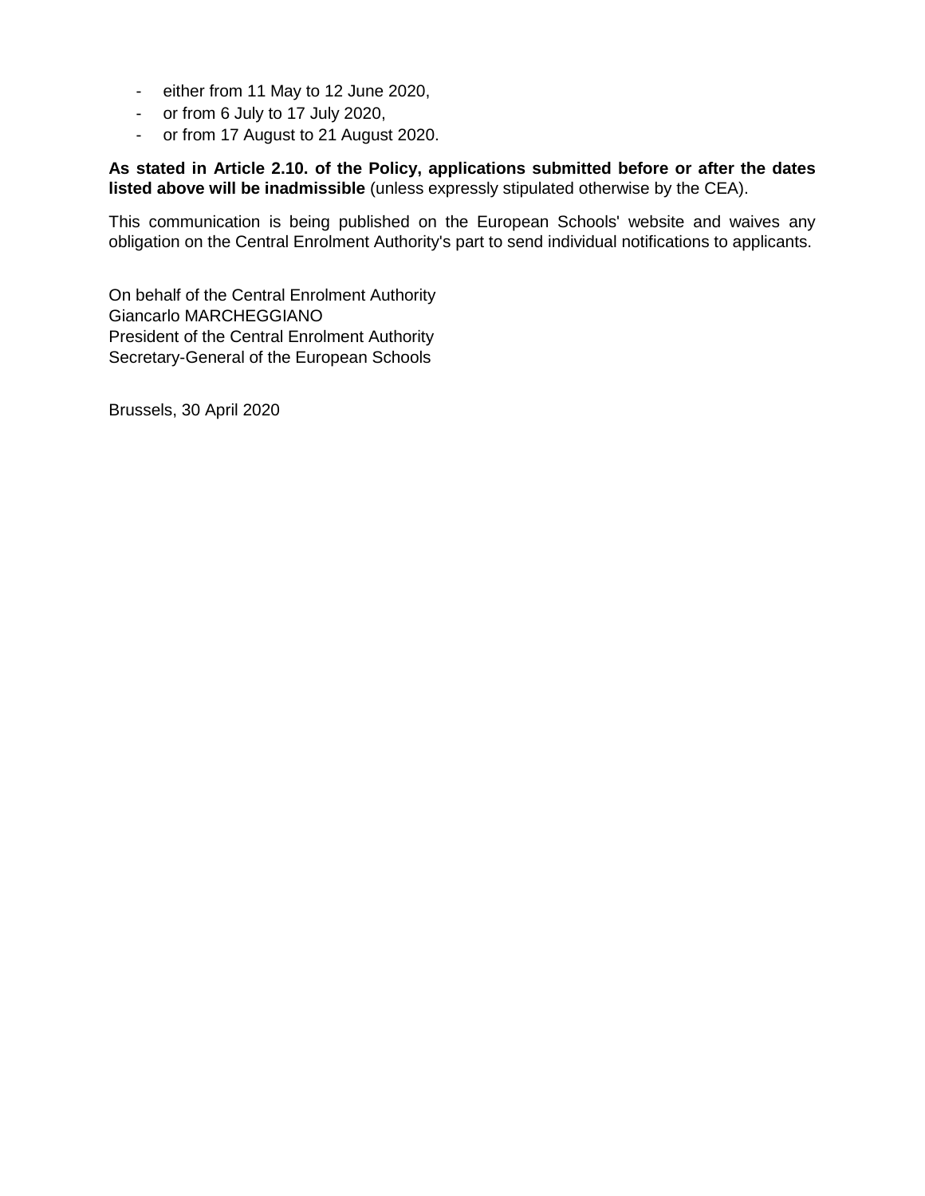- either from 11 May to 12 June 2020,
- or from 6 July to 17 July 2020,
- or from 17 August to 21 August 2020.

**As stated in Article 2.10. of the Policy, applications submitted before or after the dates listed above will be inadmissible** (unless expressly stipulated otherwise by the CEA).

This communication is being published on the European Schools' website and waives any obligation on the Central Enrolment Authority's part to send individual notifications to applicants.

On behalf of the Central Enrolment Authority
Giancarlo MARCHEGGIANO
President of the Central Enrolment Authority
Secretary-General of the European Schools

Brussels, 30 April 2020